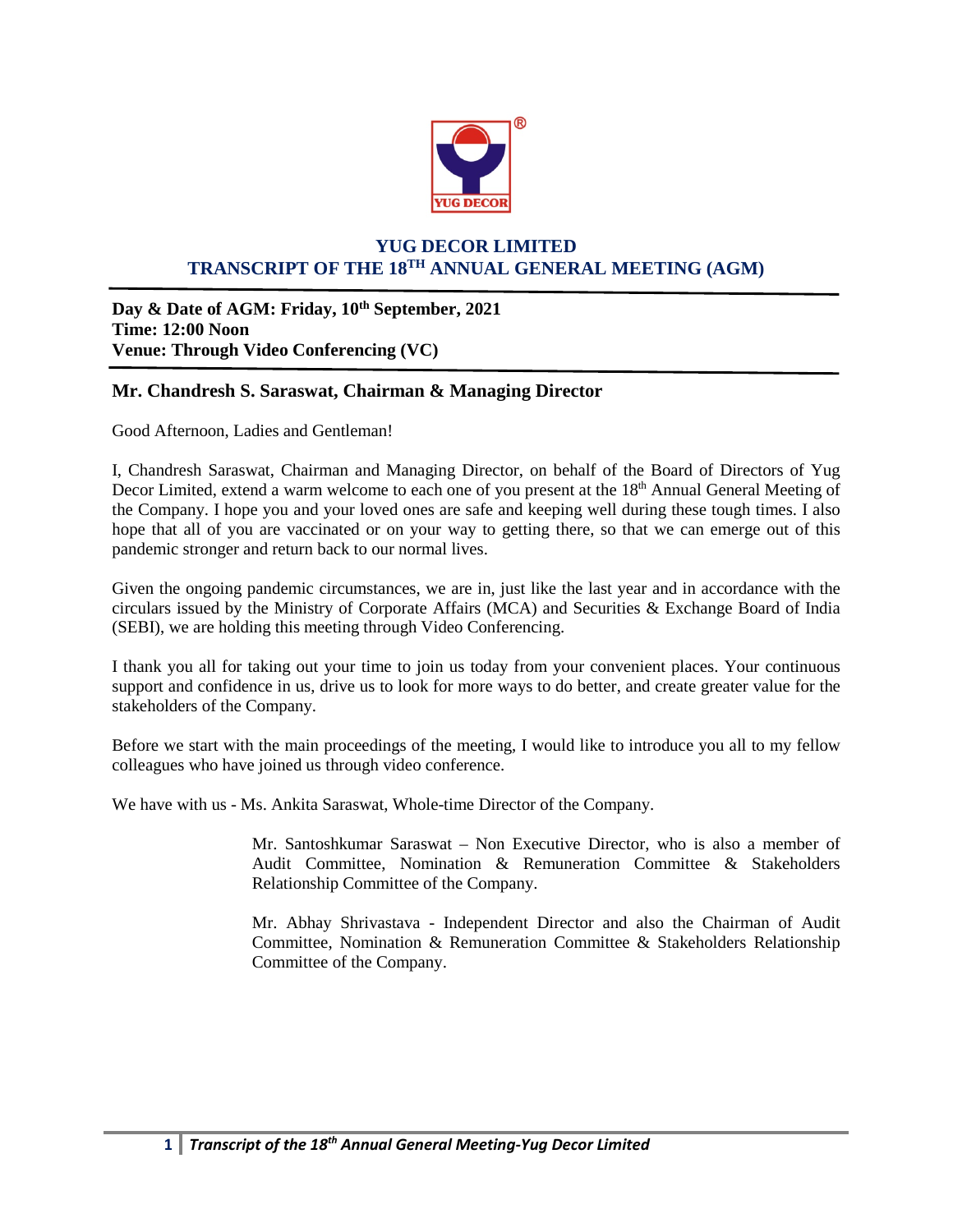# YUG DECOR LIMITED

## TRANSCRIPT OF THE 18TH ANNUAL GENERAL MEETING (AGM)

**Day & Date of AGM: Friday, 10th September, 2021**
**Time: 12:00 Noon**
**Venue: Through Video Conferencing (VC)**

### Mr. Chandresh S. Saraswat, Chairman & Managing Director

Good Afternoon, Ladies and Gentleman!

I, Chandresh Saraswat, Chairman and Managing Director, on behalf of the Board of Directors of Yug Decor Limited, extend a warm welcome to each one of you present at the 18th Annual General Meeting of the Company. I hope you and your loved ones are safe and keeping well during these tough times. I also hope that all of you are vaccinated or on your way to getting there, so that we can emerge out of this pandemic stronger and return back to our normal lives.

Given the ongoing pandemic circumstances, we are in, just like the last year and in accordance with the circulars issued by the Ministry of Corporate Affairs (MCA) and Securities & Exchange Board of India (SEBI), we are holding this meeting through Video Conferencing.

I thank you all for taking out your time to join us today from your convenient places. Your continuous support and confidence in us, drive us to look for more ways to do better, and create greater value for the stakeholders of the Company.

Before we start with the main proceedings of the meeting, I would like to introduce you all to my fellow colleagues who have joined us through video conference.

We have with us - Ms. Ankita Saraswat, Whole-time Director of the Company.

Mr. Santoshkumar Saraswat – Non Executive Director, who is also a member of Audit Committee, Nomination & Remuneration Committee & Stakeholders Relationship Committee of the Company.

Mr. Abhay Shrivastava - Independent Director and also the Chairman of Audit Committee, Nomination & Remuneration Committee & Stakeholders Relationship Committee of the Company.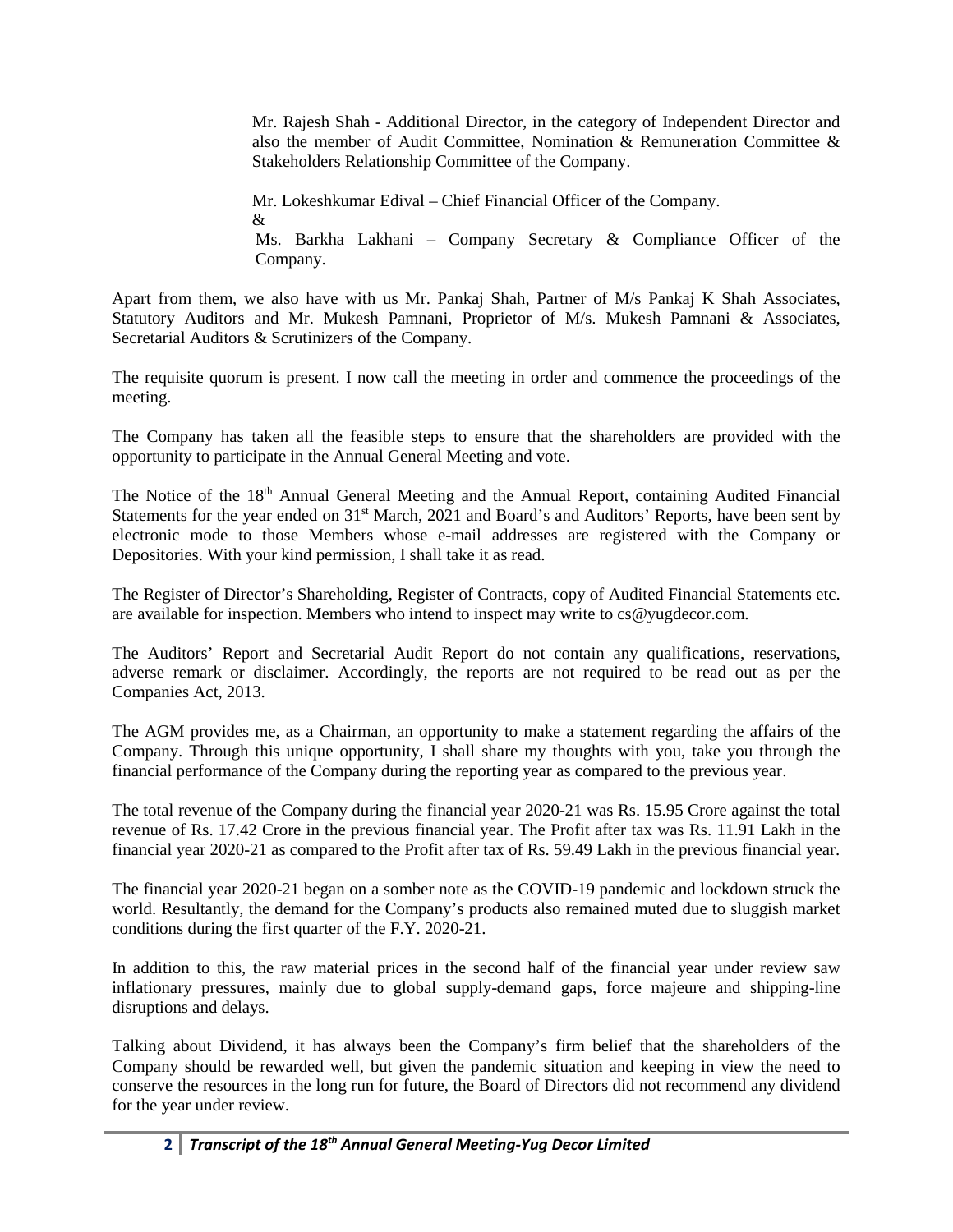Mr. Rajesh Shah - Additional Director, in the category of Independent Director and also the member of Audit Committee, Nomination & Remuneration Committee & Stakeholders Relationship Committee of the Company.

Mr. Lokeshkumar Edival – Chief Financial Officer of the Company.

&

Ms. Barkha Lakhani – Company Secretary & Compliance Officer of the Company.

Apart from them, we also have with us Mr. Pankaj Shah, Partner of M/s Pankaj K Shah Associates, Statutory Auditors and Mr. Mukesh Pamnani, Proprietor of M/s. Mukesh Pamnani & Associates, Secretarial Auditors & Scrutinizers of the Company.

The requisite quorum is present. I now call the meeting in order and commence the proceedings of the meeting.

The Company has taken all the feasible steps to ensure that the shareholders are provided with the opportunity to participate in the Annual General Meeting and vote.

The Notice of the 18th Annual General Meeting and the Annual Report, containing Audited Financial Statements for the year ended on 31st March, 2021 and Board's and Auditors' Reports, have been sent by electronic mode to those Members whose e-mail addresses are registered with the Company or Depositories. With your kind permission, I shall take it as read.

The Register of Director's Shareholding, Register of Contracts, copy of Audited Financial Statements etc. are available for inspection. Members who intend to inspect may write to cs@yugdecor.com.

The Auditors' Report and Secretarial Audit Report do not contain any qualifications, reservations, adverse remark or disclaimer. Accordingly, the reports are not required to be read out as per the Companies Act, 2013.

The AGM provides me, as a Chairman, an opportunity to make a statement regarding the affairs of the Company. Through this unique opportunity, I shall share my thoughts with you, take you through the financial performance of the Company during the reporting year as compared to the previous year.

The total revenue of the Company during the financial year 2020-21 was Rs. 15.95 Crore against the total revenue of Rs. 17.42 Crore in the previous financial year. The Profit after tax was Rs. 11.91 Lakh in the financial year 2020-21 as compared to the Profit after tax of Rs. 59.49 Lakh in the previous financial year.

The financial year 2020-21 began on a somber note as the COVID-19 pandemic and lockdown struck the world. Resultantly, the demand for the Company's products also remained muted due to sluggish market conditions during the first quarter of the F.Y. 2020-21.

In addition to this, the raw material prices in the second half of the financial year under review saw inflationary pressures, mainly due to global supply-demand gaps, force majeure and shipping-line disruptions and delays.

Talking about Dividend, it has always been the Company's firm belief that the shareholders of the Company should be rewarded well, but given the pandemic situation and keeping in view the need to conserve the resources in the long run for future, the Board of Directors did not recommend any dividend for the year under review.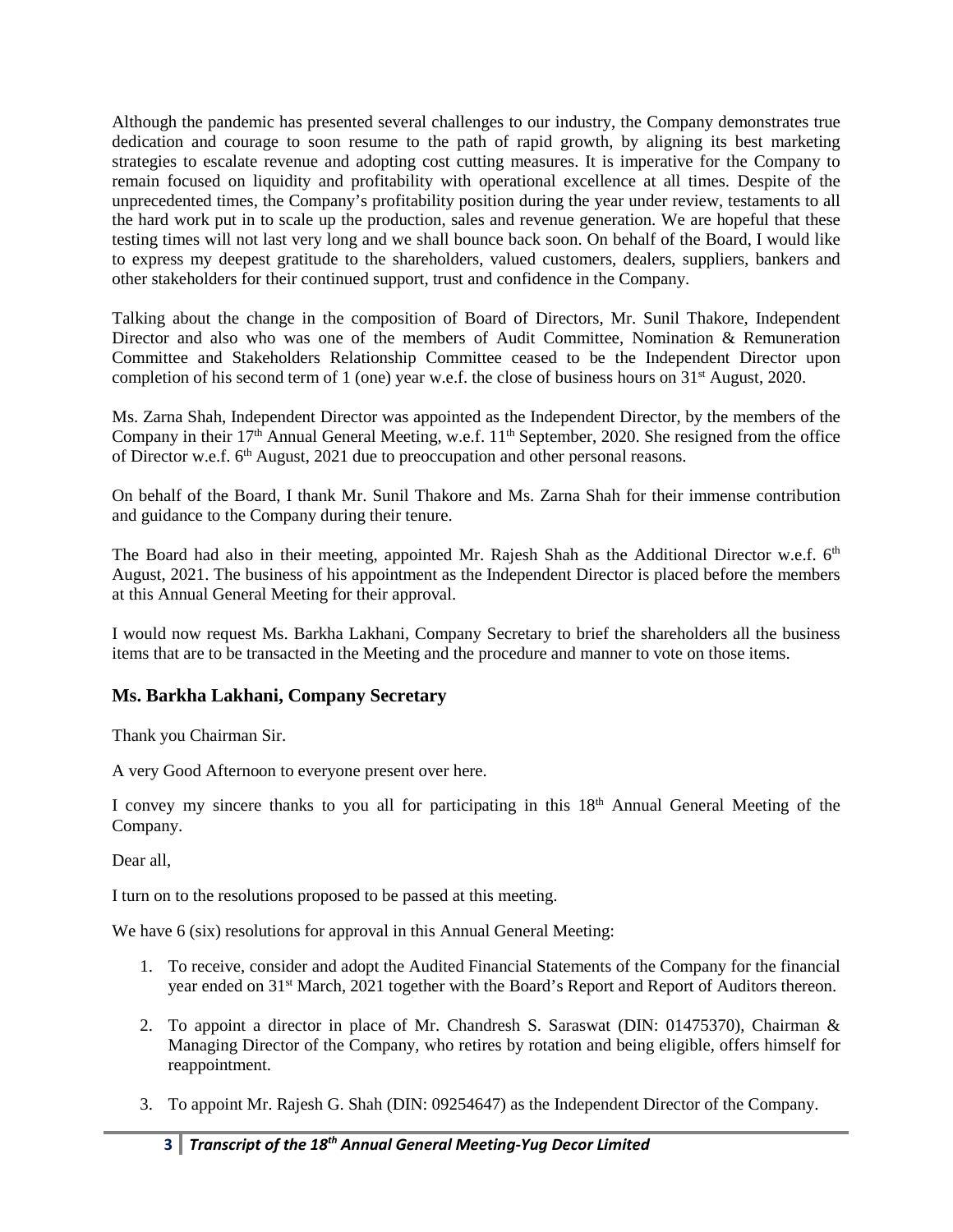Although the pandemic has presented several challenges to our industry, the Company demonstrates true dedication and courage to soon resume to the path of rapid growth, by aligning its best marketing strategies to escalate revenue and adopting cost cutting measures. It is imperative for the Company to remain focused on liquidity and profitability with operational excellence at all times. Despite of the unprecedented times, the Company's profitability position during the year under review, testaments to all the hard work put in to scale up the production, sales and revenue generation. We are hopeful that these testing times will not last very long and we shall bounce back soon. On behalf of the Board, I would like to express my deepest gratitude to the shareholders, valued customers, dealers, suppliers, bankers and other stakeholders for their continued support, trust and confidence in the Company.

Talking about the change in the composition of Board of Directors, Mr. Sunil Thakore, Independent Director and also who was one of the members of Audit Committee, Nomination & Remuneration Committee and Stakeholders Relationship Committee ceased to be the Independent Director upon completion of his second term of 1 (one) year w.e.f. the close of business hours on 31st August, 2020.

Ms. Zarna Shah, Independent Director was appointed as the Independent Director, by the members of the Company in their 17th Annual General Meeting, w.e.f. 11th September, 2020. She resigned from the office of Director w.e.f. 6th August, 2021 due to preoccupation and other personal reasons.

On behalf of the Board, I thank Mr. Sunil Thakore and Ms. Zarna Shah for their immense contribution and guidance to the Company during their tenure.

The Board had also in their meeting, appointed Mr. Rajesh Shah as the Additional Director w.e.f. 6th August, 2021. The business of his appointment as the Independent Director is placed before the members at this Annual General Meeting for their approval.

I would now request Ms. Barkha Lakhani, Company Secretary to brief the shareholders all the business items that are to be transacted in the Meeting and the procedure and manner to vote on those items.

### Ms. Barkha Lakhani, Company Secretary

Thank you Chairman Sir.

A very Good Afternoon to everyone present over here.

I convey my sincere thanks to you all for participating in this 18th Annual General Meeting of the Company.

Dear all,

I turn on to the resolutions proposed to be passed at this meeting.

We have 6 (six) resolutions for approval in this Annual General Meeting:

1. To receive, consider and adopt the Audited Financial Statements of the Company for the financial year ended on 31st March, 2021 together with the Board's Report and Report of Auditors thereon.

2. To appoint a director in place of Mr. Chandresh S. Saraswat (DIN: 01475370), Chairman & Managing Director of the Company, who retires by rotation and being eligible, offers himself for reappointment.

3. To appoint Mr. Rajesh G. Shah (DIN: 09254647) as the Independent Director of the Company.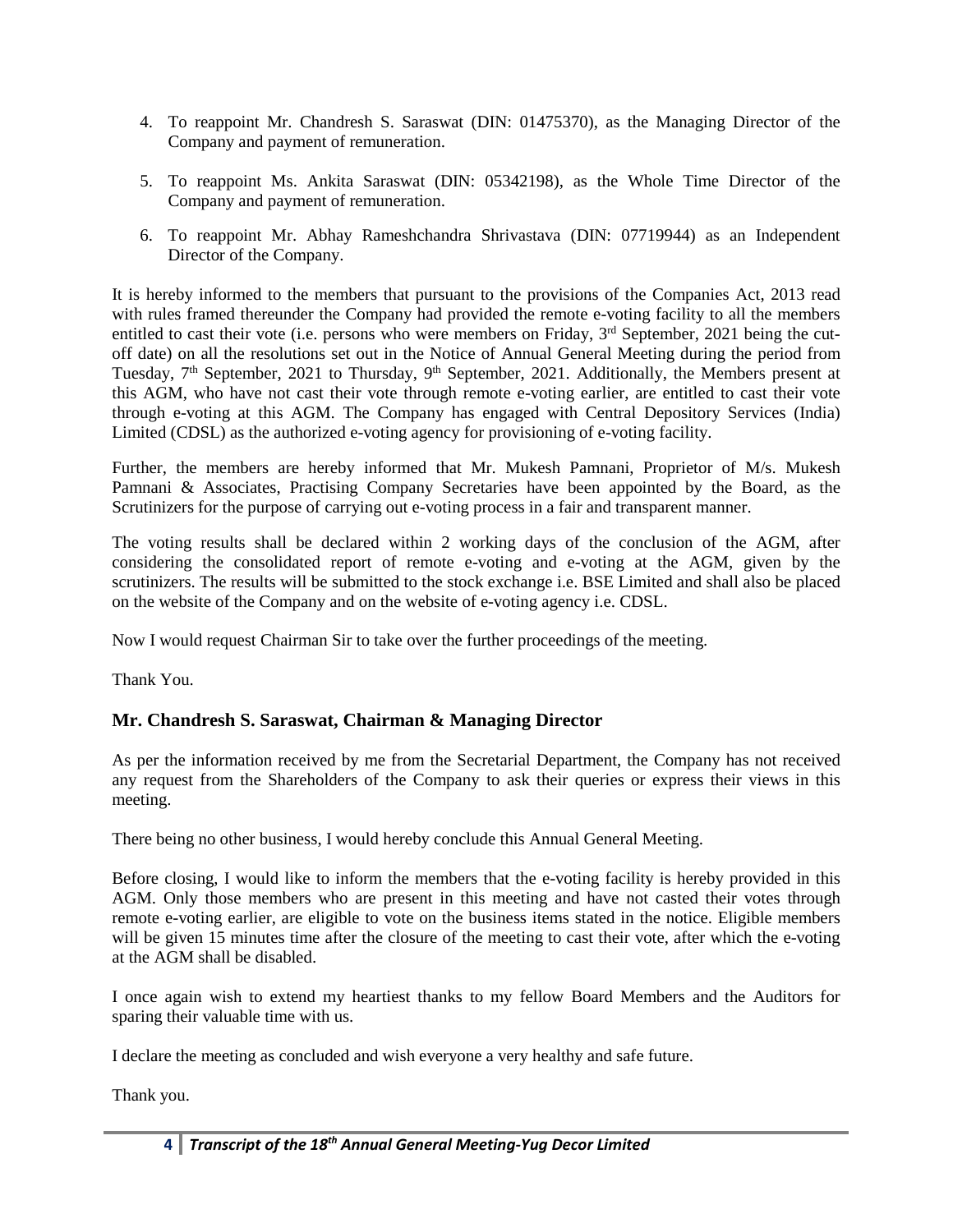4. To reappoint Mr. Chandresh S. Saraswat (DIN: 01475370), as the Managing Director of the Company and payment of remuneration.

5. To reappoint Ms. Ankita Saraswat (DIN: 05342198), as the Whole Time Director of the Company and payment of remuneration.

6. To reappoint Mr. Abhay Rameshchandra Shrivastava (DIN: 07719944) as an Independent Director of the Company.

It is hereby informed to the members that pursuant to the provisions of the Companies Act, 2013 read with rules framed thereunder the Company had provided the remote e-voting facility to all the members entitled to cast their vote (i.e. persons who were members on Friday, 3rd September, 2021 being the cut-off date) on all the resolutions set out in the Notice of Annual General Meeting during the period from Tuesday, 7th September, 2021 to Thursday, 9th September, 2021. Additionally, the Members present at this AGM, who have not cast their vote through remote e-voting earlier, are entitled to cast their vote through e-voting at this AGM. The Company has engaged with Central Depository Services (India) Limited (CDSL) as the authorized e-voting agency for provisioning of e-voting facility.

Further, the members are hereby informed that Mr. Mukesh Pamnani, Proprietor of M/s. Mukesh Pamnani & Associates, Practising Company Secretaries have been appointed by the Board, as the Scrutinizers for the purpose of carrying out e-voting process in a fair and transparent manner.

The voting results shall be declared within 2 working days of the conclusion of the AGM, after considering the consolidated report of remote e-voting and e-voting at the AGM, given by the scrutinizers. The results will be submitted to the stock exchange i.e. BSE Limited and shall also be placed on the website of the Company and on the website of e-voting agency i.e. CDSL.

Now I would request Chairman Sir to take over the further proceedings of the meeting.

Thank You.

### Mr. Chandresh S. Saraswat, Chairman & Managing Director

As per the information received by me from the Secretarial Department, the Company has not received any request from the Shareholders of the Company to ask their queries or express their views in this meeting.

There being no other business, I would hereby conclude this Annual General Meeting.

Before closing, I would like to inform the members that the e-voting facility is hereby provided in this AGM. Only those members who are present in this meeting and have not casted their votes through remote e-voting earlier, are eligible to vote on the business items stated in the notice. Eligible members will be given 15 minutes time after the closure of the meeting to cast their vote, after which the e-voting at the AGM shall be disabled.

I once again wish to extend my heartiest thanks to my fellow Board Members and the Auditors for sparing their valuable time with us.

I declare the meeting as concluded and wish everyone a very healthy and safe future.

Thank you.